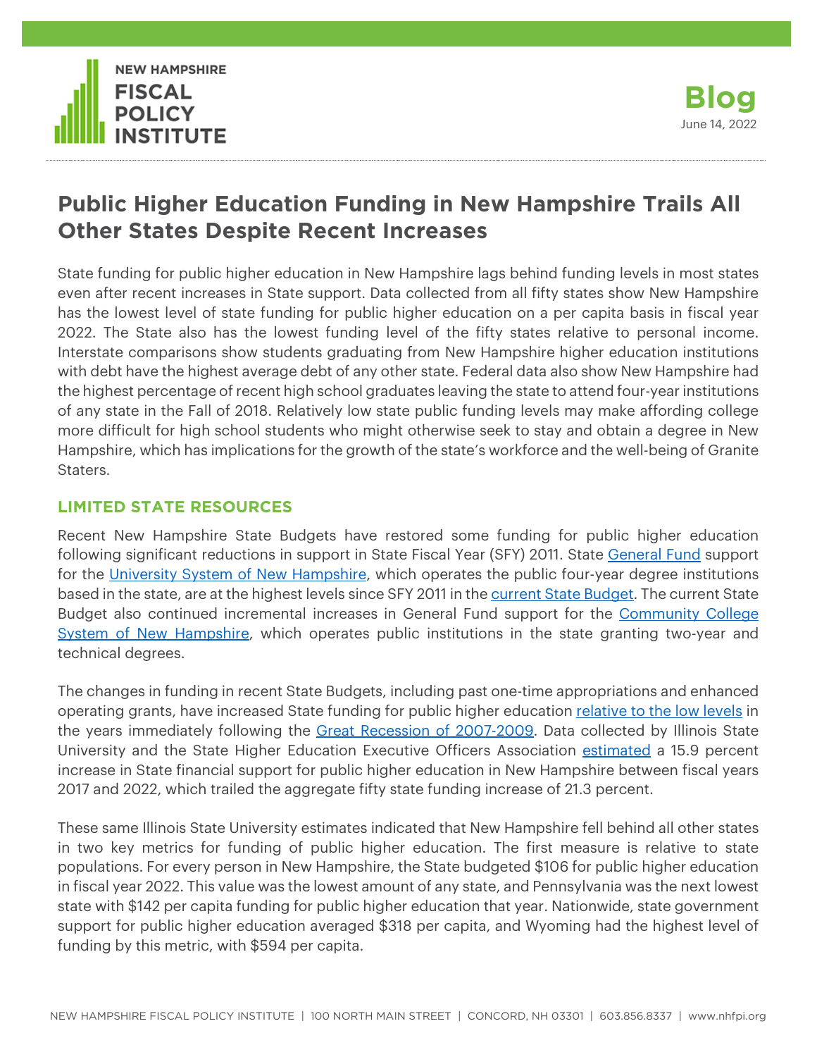NEW HAMPSHIRE FISCAL POLICY INSTITUTE

**Blog**
June 14, 2022

# Public Higher Education Funding in New Hampshire Trails All Other States Despite Recent Increases

State funding for public higher education in New Hampshire lags behind funding levels in most states even after recent increases in State support. Data collected from all fifty states show New Hampshire has the lowest level of state funding for public higher education on a per capita basis in fiscal year 2022. The State also has the lowest funding level of the fifty states relative to personal income. Interstate comparisons show students graduating from New Hampshire higher education institutions with debt have the highest average debt of any other state. Federal data also show New Hampshire had the highest percentage of recent high school graduates leaving the state to attend four-year institutions of any state in the Fall of 2018. Relatively low state public funding levels may make affording college more difficult for high school students who might otherwise seek to stay and obtain a degree in New Hampshire, which has implications for the growth of the state's workforce and the well-being of Granite Staters.

## LIMITED STATE RESOURCES

Recent New Hampshire State Budgets have restored some funding for public higher education following significant reductions in support in State Fiscal Year (SFY) 2011. State General Fund support for the University System of New Hampshire, which operates the public four-year degree institutions based in the state, are at the highest levels since SFY 2011 in the current State Budget. The current State Budget also continued incremental increases in General Fund support for the Community College System of New Hampshire, which operates public institutions in the state granting two-year and technical degrees.

The changes in funding in recent State Budgets, including past one-time appropriations and enhanced operating grants, have increased State funding for public higher education relative to the low levels in the years immediately following the Great Recession of 2007-2009. Data collected by Illinois State University and the State Higher Education Executive Officers Association estimated a 15.9 percent increase in State financial support for public higher education in New Hampshire between fiscal years 2017 and 2022, which trailed the aggregate fifty state funding increase of 21.3 percent.

These same Illinois State University estimates indicated that New Hampshire fell behind all other states in two key metrics for funding of public higher education. The first measure is relative to state populations. For every person in New Hampshire, the State budgeted $106 for public higher education in fiscal year 2022. This value was the lowest amount of any state, and Pennsylvania was the next lowest state with $142 per capita funding for public higher education that year. Nationwide, state government support for public higher education averaged $318 per capita, and Wyoming had the highest level of funding by this metric, with $594 per capita.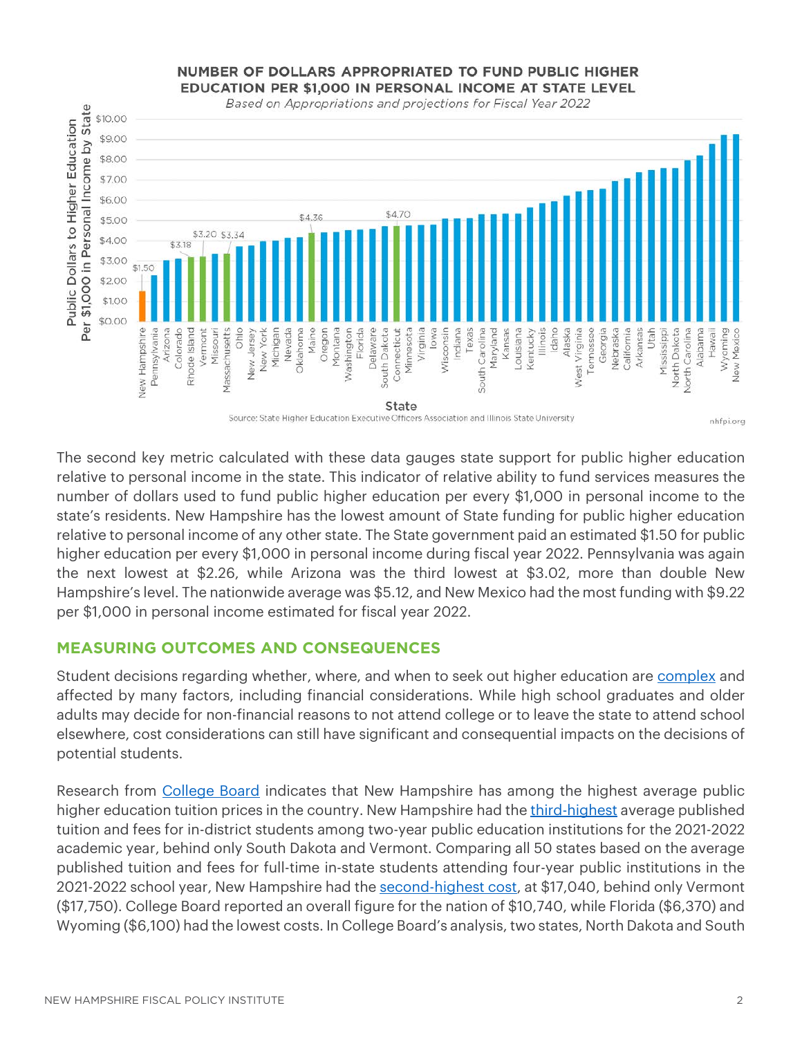NUMBER OF DOLLARS APPROPRIATED TO FUND PUBLIC HIGHER EDUCATION PER $1,000 IN PERSONAL INCOME AT STATE LEVEL

*Based on Appropriations and projections for Fiscal Year 2022*

Source: State Higher Education Executive Officers Association and Illinois State University

nhfpi.org

The second key metric calculated with these data gauges state support for public higher education relative to personal income in the state. This indicator of relative ability to fund services measures the number of dollars used to fund public higher education per every $1,000 in personal income to the state's residents. New Hampshire has the lowest amount of State funding for public higher education relative to personal income of any other state. The State government paid an estimated $1.50 for public higher education per every $1,000 in personal income during fiscal year 2022. Pennsylvania was again the next lowest at $2.26, while Arizona was the third lowest at $3.02, more than double New Hampshire's level. The nationwide average was $5.12, and New Mexico had the most funding with $9.22 per $1,000 in personal income estimated for fiscal year 2022.

## MEASURING OUTCOMES AND CONSEQUENCES

Student decisions regarding whether, where, and when to seek out higher education are complex and affected by many factors, including financial considerations. While high school graduates and older adults may decide for non-financial reasons to not attend college or to leave the state to attend school elsewhere, cost considerations can still have significant and consequential impacts on the decisions of potential students.

Research from College Board indicates that New Hampshire has among the highest average public higher education tuition prices in the country. New Hampshire had the third-highest average published tuition and fees for in-district students among two-year public education institutions for the 2021-2022 academic year, behind only South Dakota and Vermont. Comparing all 50 states based on the average published tuition and fees for full-time in-state students attending four-year public institutions in the 2021-2022 school year, New Hampshire had the second-highest cost, at $17,040, behind only Vermont ($17,750). College Board reported an overall figure for the nation of $10,740, while Florida ($6,370) and Wyoming ($6,100) had the lowest costs. In College Board's analysis, two states, North Dakota and South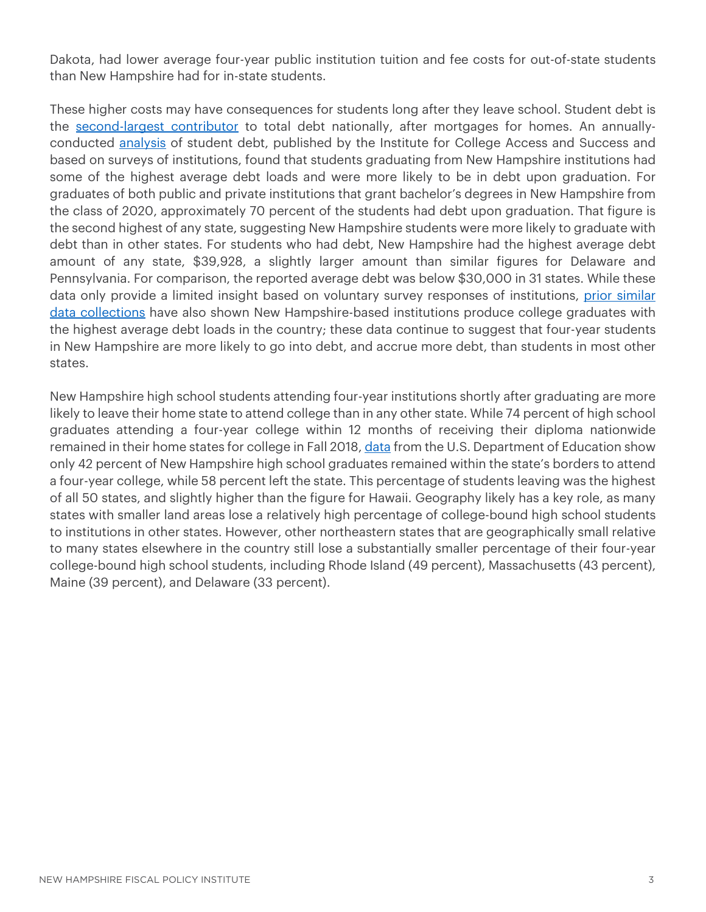Dakota, had lower average four-year public institution tuition and fee costs for out-of-state students than New Hampshire had for in-state students.

These higher costs may have consequences for students long after they leave school. Student debt is the second-largest contributor to total debt nationally, after mortgages for homes. An annually-conducted analysis of student debt, published by the Institute for College Access and Success and based on surveys of institutions, found that students graduating from New Hampshire institutions had some of the highest average debt loads and were more likely to be in debt upon graduation. For graduates of both public and private institutions that grant bachelor's degrees in New Hampshire from the class of 2020, approximately 70 percent of the students had debt upon graduation. That figure is the second highest of any state, suggesting New Hampshire students were more likely to graduate with debt than in other states. For students who had debt, New Hampshire had the highest average debt amount of any state, $39,928, a slightly larger amount than similar figures for Delaware and Pennsylvania. For comparison, the reported average debt was below $30,000 in 31 states. While these data only provide a limited insight based on voluntary survey responses of institutions, prior similar data collections have also shown New Hampshire-based institutions produce college graduates with the highest average debt loads in the country; these data continue to suggest that four-year students in New Hampshire are more likely to go into debt, and accrue more debt, than students in most other states.

New Hampshire high school students attending four-year institutions shortly after graduating are more likely to leave their home state to attend college than in any other state. While 74 percent of high school graduates attending a four-year college within 12 months of receiving their diploma nationwide remained in their home states for college in Fall 2018, data from the U.S. Department of Education show only 42 percent of New Hampshire high school graduates remained within the state's borders to attend a four-year college, while 58 percent left the state. This percentage of students leaving was the highest of all 50 states, and slightly higher than the figure for Hawaii. Geography likely has a key role, as many states with smaller land areas lose a relatively high percentage of college-bound high school students to institutions in other states. However, other northeastern states that are geographically small relative to many states elsewhere in the country still lose a substantially smaller percentage of their four-year college-bound high school students, including Rhode Island (49 percent), Massachusetts (43 percent), Maine (39 percent), and Delaware (33 percent).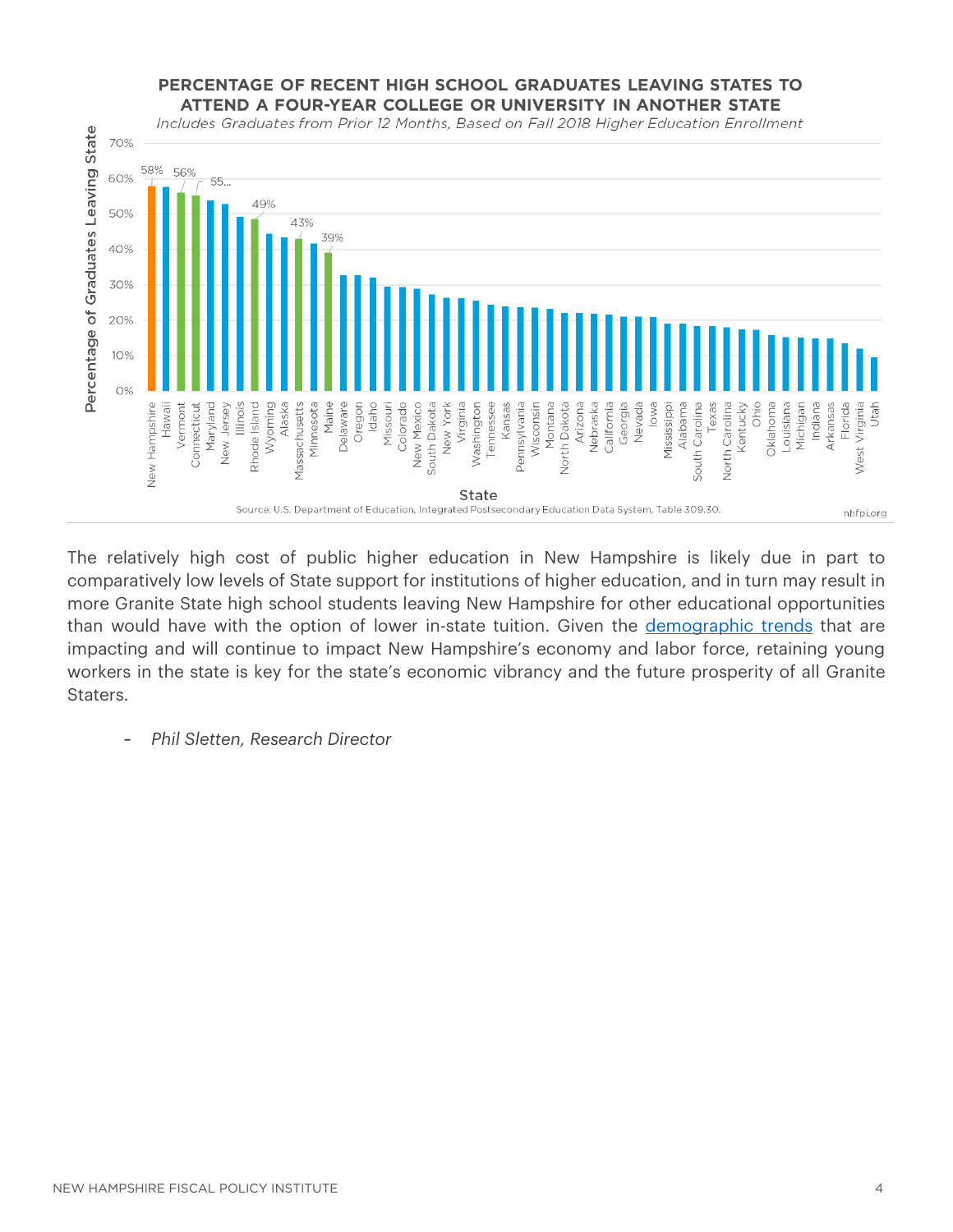**PERCENTAGE OF RECENT HIGH SCHOOL GRADUATES LEAVING STATES TO ATTEND A FOUR-YEAR COLLEGE OR UNIVERSITY IN ANOTHER STATE**

*Includes Graduates from Prior 12 Months, Based on Fall 2018 Higher Education Enrollment*

Percentage of Graduates Leaving State

70%
60%
50%
40%
30%
20%
10%
0%

58%
56%
55...
49%
43%
39%

New Hampshire, Hawaii, Vermont, Connecticut, Maryland, New Jersey, Illinois, Rhode Island, Wyoming, Alaska, Massachusetts, Minnesota, Maine, Delaware, Oregon, Idaho, Missouri, Colorado, New Mexico, South Dakota, New York, Virginia, Washington, Tennessee, Kansas, Pennsylvania, Wisconsin, Montana, North Dakota, Arizona, Nebraska, California, Georgia, Nevada, Iowa, Mississippi, Alabama, South Carolina, Texas, North Carolina, Kentucky, Ohio, Oklahoma, Louisiana, Michigan, Indiana, Arkansas, Florida, West Virginia, Utah

State

Source: U.S. Department of Education, Integrated Postsecondary Education Data System, Table 309.30.

nhfpi.org

The relatively high cost of public higher education in New Hampshire is likely due in part to comparatively low levels of State support for institutions of higher education, and in turn may result in more Granite State high school students leaving New Hampshire for other educational opportunities than would have with the option of lower in-state tuition. Given the demographic trends that are impacting and will continue to impact New Hampshire's economy and labor force, retaining young workers in the state is key for the state's economic vibrancy and the future prosperity of all Granite Staters.

- *Phil Sletten, Research Director*